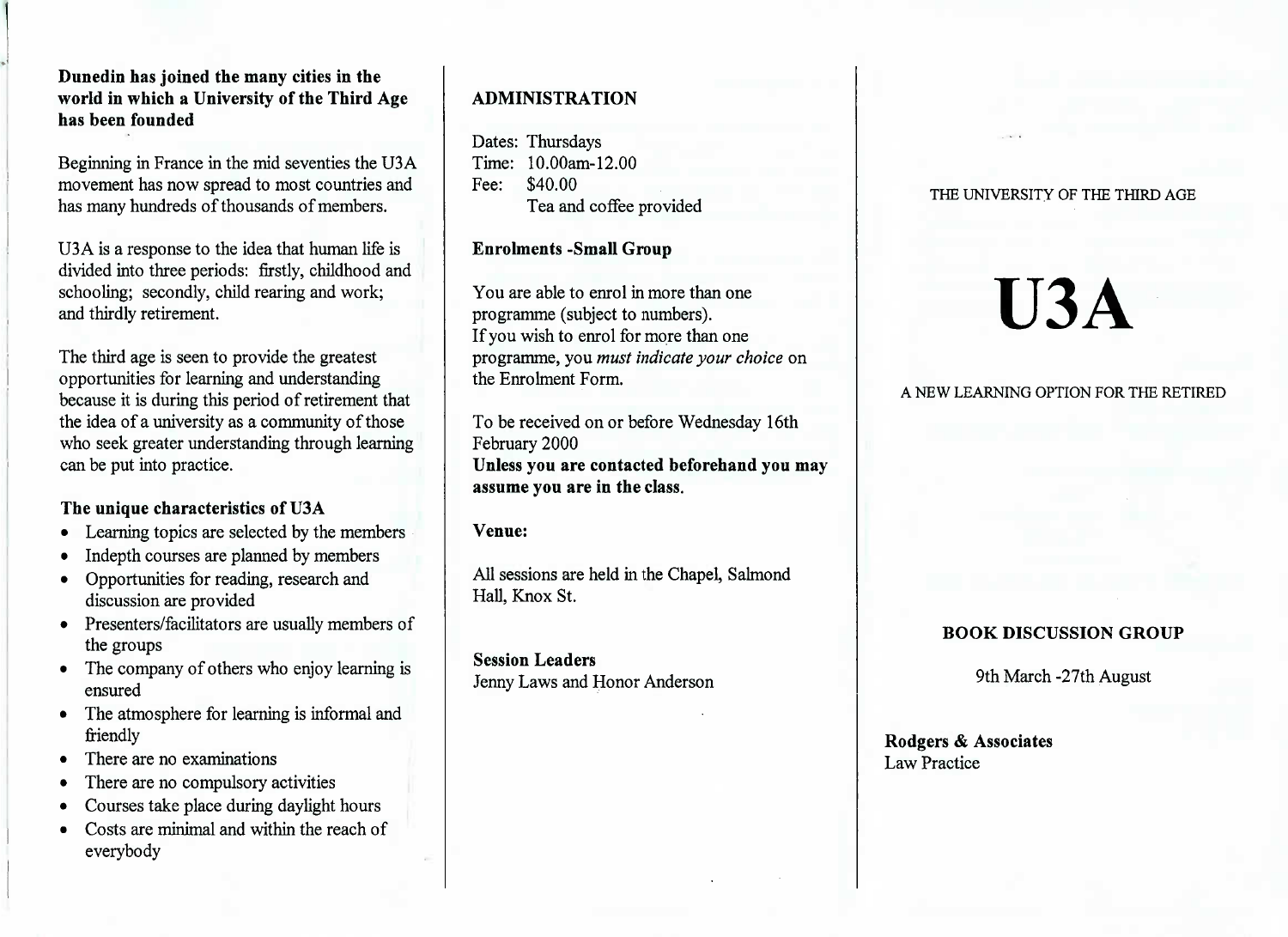**Dunedin has joined the many cities in the world in which a University of the Third Age has been founded**

Beginning in France in the mid seventies the U3A movement has now spread to most countries and has many hundreds of thousands of members.

U3A is a response to the idea that human life is divided into three periods: firstly, childhood and schooling; secondly, child rearing and work; and thirdly retirement.

The third age is seen to provide the greatest opportunities for learning and understanding because it is during this period of retirement that the idea of a university as a community of those who seek greater understanding through learning can be put into practice.

### The unique characteristics of U3A

- Learning topics are selected by the members
- Indepth courses are planned by members
- Opportunities for reading, research and discussion are provided
- Presenters/facilitators are usually members of the groups
- The company of others who enjoy learning is ensured
- The atmosphere for learning is informal and friendly
- There are no examinations
- There are no compulsory activities
- Courses take place during daylight hours
- Costs are minimal and within the reach of everybody

## ADMINISTRATION

Dates: Thursdays
Time: 10.00am-12.00
Fee: $40.00
Tea and coffee provided

**Enrolments -Small Group**

You are able to enrol in more than one programme (subject to numbers).
If you wish to enrol for more than one programme, you *must indicate your choice* on the Enrolment Form.

To be received on or before Wednesday 16th February 2000
**Unless you are contacted beforehand you may assume you are in the class.**

**Venue:**

All sessions are held in the Chapel, Salmond Hall, Knox St.

**Session Leaders**
Jenny Laws and Honor Anderson

THE UNIVERSITY OF THE THIRD AGE

# U3A

A NEW LEARNING OPTION FOR THE RETIRED

**BOOK DISCUSSION GROUP**

9th March -27th August

**Rodgers & Associates**
Law Practice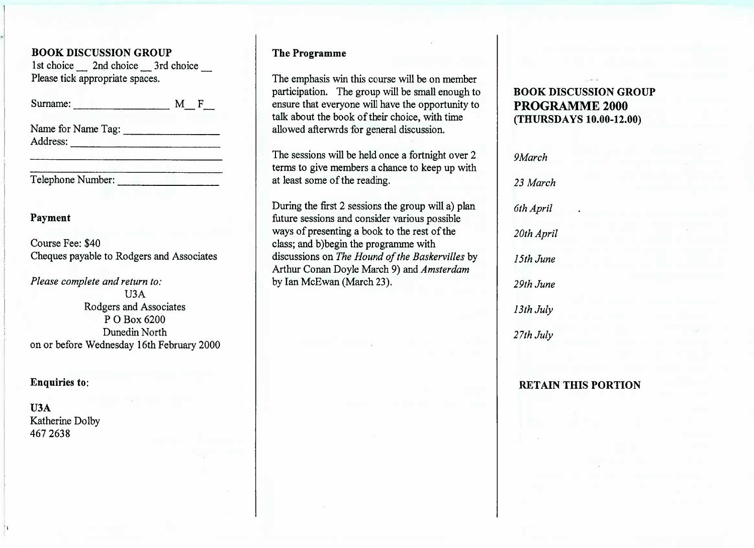**BOOK DISCUSSION GROUP**

1st choice __ 2nd choice __ 3rd choice __

Please tick appropriate spaces.

Surname: ________________ M__ F__

Name for Name Tag: ________________

Address: ____________________________

____________________________________

____________________________________

Telephone Number: ________________

**Payment**

Course Fee: $40

Cheques payable to Rodgers and Associates

*Please complete and return to:*

U3A
Rodgers and Associates
P O Box 6200
Dunedin North

on or before Wednesday 16th February 2000

**Enquiries to:**

**U3A**
Katherine Dolby
467 2638

**The Programme**

The emphasis win this course will be on member participation. The group will be small enough to ensure that everyone will have the opportunity to talk about the book of their choice, with time allowed afterwrds for general discussion.

The sessions will be held once a fortnight over 2 terms to give members a chance to keep up with at least some of the reading.

During the first 2 sessions the group will a) plan future sessions and consider various possible ways of presenting a book to the rest of the class; and b)begin the programme with discussions on *The Hound of the Baskervilles* by Arthur Conan Doyle March 9) and *Amsterdam* by Ian McEwan (March 23).

**BOOK DISCUSSION GROUP**
**PROGRAMME 2000**
**(THURSDAYS 10.00-12.00)**

*9March*

*23 March*

*6th April*

*20th April*

*15th June*

*29th June*

*13th July*

*27th July*

**RETAIN THIS PORTION**